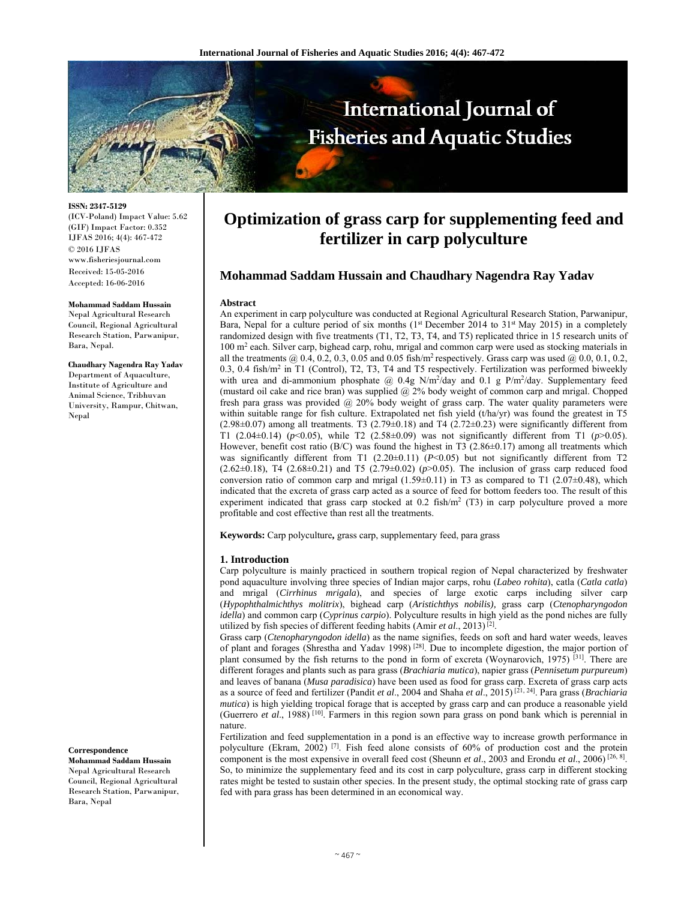# Optimization of grass carp for supplementing feed and fertilizer in carp polyculture

**Mohammad Saddam Hussain and Chaudhary Nagendra Ray Yadav**

ISSN: 2347-5129
(ICV-Poland) Impact Value: 5.62
(GIF) Impact Factor: 0.352
IJFAS 2016; 4(4): 467-472
© 2016 IJFAS
www.fisheriesjournal.com
Received: 15-05-2016
Accepted: 16-06-2016

**Mohammad Saddam Hussain**
Nepal Agricultural Research Council, Regional Agricultural Research Station, Parwanipur, Bara, Nepal.

**Chaudhary Nagendra Ray Yadav**
Department of Aquaculture, Institute of Agriculture and Animal Science, Tribhuvan University, Rampur, Chitwan, Nepal

**Correspondence**
**Mohammad Saddam Hussain**
Nepal Agricultural Research Council, Regional Agricultural Research Station, Parwanipur, Bara, Nepal

## Abstract

An experiment in carp polyculture was conducted at Regional Agricultural Research Station, Parwanipur, Bara, Nepal for a culture period of six months (1st December 2014 to 31st May 2015) in a completely randomized design with five treatments (T1, T2, T3, T4, and T5) replicated thrice in 15 research units of 100 $m^2$ each. Silver carp, bighead carp, rohu, mrigal and common carp were used as stocking materials in all the treatments @ 0.4, 0.2, 0.3, 0.05 and 0.05 fish/$m^2$ respectively. Grass carp was used @ 0.0, 0.1, 0.2, 0.3, 0.4 fish/$m^2$ in T1 (Control), T2, T3, T4 and T5 respectively. Fertilization was performed biweekly with urea and di-ammonium phosphate @ 0.4g N/$m^2$/day and 0.1 g P/$m^2$/day. Supplementary feed (mustard oil cake and rice bran) was supplied @ 2% body weight of common carp and mrigal. Chopped fresh para grass was provided @ 20% body weight of grass carp. The water quality parameters were within suitable range for fish culture. Extrapolated net fish yield (t/ha/yr) was found the greatest in T5 (2.98±0.07) among all treatments. T3 (2.79±0.18) and T4 (2.72±0.23) were significantly different from T1 (2.04±0.14) ($p<0.05$), while T2 (2.58±0.09) was not significantly different from T1 ($p>0.05$). However, benefit cost ratio (B/C) was found the highest in T3 (2.86±0.17) among all treatments which was significantly different from T1 (2.20±0.11) ($P<0.05$) but not significantly different from T2 (2.62±0.18), T4 (2.68±0.21) and T5 (2.79±0.02) ($p>0.05$). The inclusion of grass carp reduced food conversion ratio of common carp and mrigal (1.59±0.11) in T3 as compared to T1 (2.07±0.48), which indicated that the excreta of grass carp acted as a source of feed for bottom feeders too. The result of this experiment indicated that grass carp stocked at 0.2 fish/$m^2$ (T3) in carp polyculture proved a more profitable and cost effective than rest all the treatments.

**Keywords:** Carp polyculture**,** grass carp, supplementary feed, para grass

## 1. Introduction

Carp polyculture is mainly practiced in southern tropical region of Nepal characterized by freshwater pond aquaculture involving three species of Indian major carps, rohu (*Labeo rohita*), catla (*Catla catla*) and mrigal (*Cirrhinus mrigala*), and species of large exotic carps including silver carp (*Hypophthalmichthys molitrix*), bighead carp (*Aristichthys nobilis),* grass carp (*Ctenopharyngodon idella*) and common carp (*Cyprinus carpio*). Polyculture results in high yield as the pond niches are fully utilized by fish species of different feeding habits (Amir *et al*., 2013) [2].

Grass carp (*Ctenopharyngodon idella*) as the name signifies, feeds on soft and hard water weeds, leaves of plant and forages (Shrestha and Yadav 1998) [28]. Due to incomplete digestion, the major portion of plant consumed by the fish returns to the pond in form of excreta (Woynarovich, 1975) [31]. There are different forages and plants such as para grass (*Brachiaria mutica*), napier grass (*Pennisetum purpureum*) and leaves of banana (*Musa paradisica*) have been used as food for grass carp. Excreta of grass carp acts as a source of feed and fertilizer (Pandit *et al*., 2004 and Shaha *et al*., 2015) [21, 24]. Para grass (*Brachiaria mutica*) is high yielding tropical forage that is accepted by grass carp and can produce a reasonable yield (Guerrero *et al*., 1988) [10]. Farmers in this region sown para grass on pond bank which is perennial in nature.

Fertilization and feed supplementation in a pond is an effective way to increase growth performance in polyculture (Ekram, 2002) [7]. Fish feed alone consists of 60% of production cost and the protein component is the most expensive in overall feed cost (Sheunn *et al*., 2003 and Erondu *et al*., 2006) [26, 8]. So, to minimize the supplementary feed and its cost in carp polyculture, grass carp in different stocking rates might be tested to sustain other species. In the present study, the optimal stocking rate of grass carp fed with para grass has been determined in an economical way.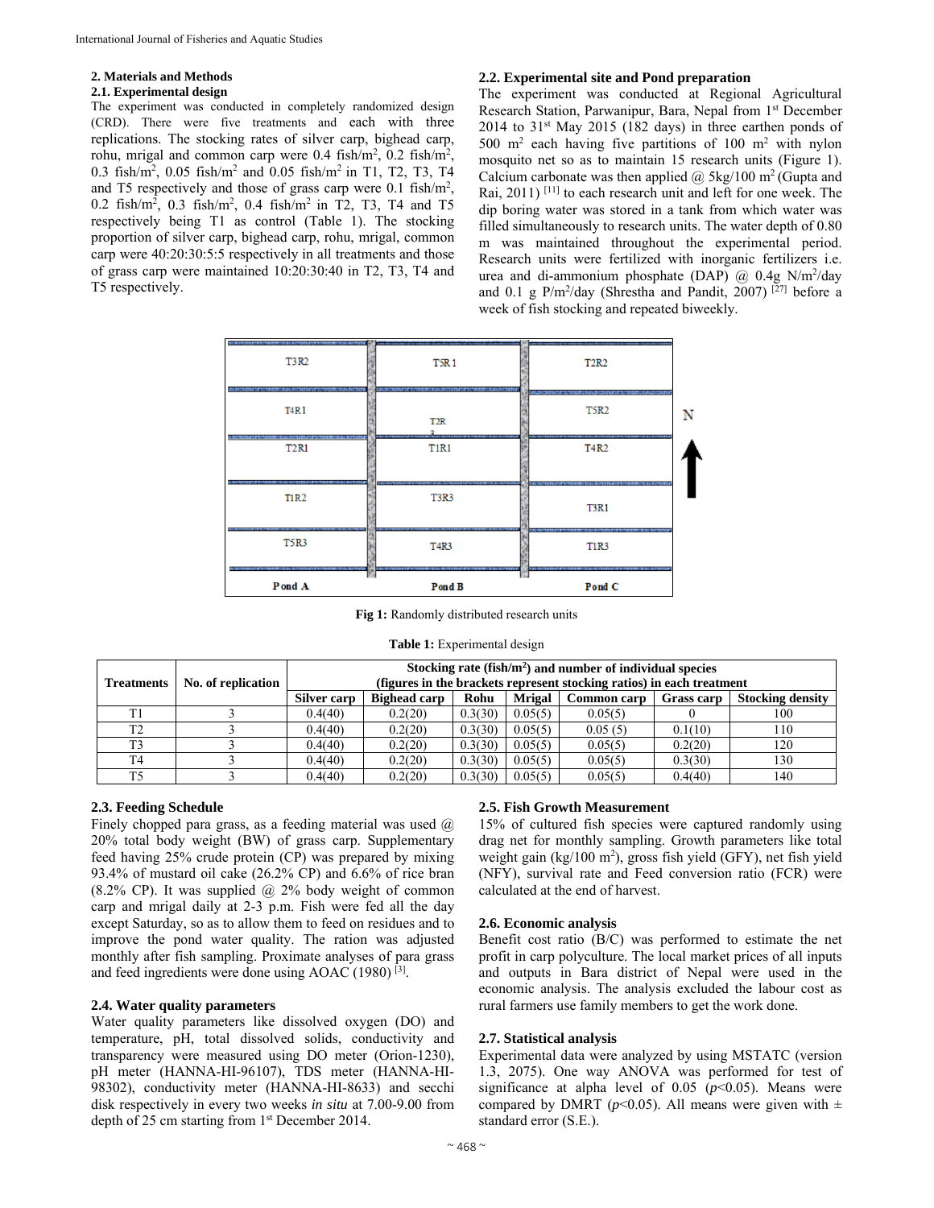## 2. Materials and Methods

### 2.1. Experimental design

The experiment was conducted in completely randomized design (CRD). There were five treatments and each with three replications. The stocking rates of silver carp, bighead carp, rohu, mrigal and common carp were 0.4 fish/m$^2$, 0.2 fish/m$^2$, 0.3 fish/m$^2$, 0.05 fish/m$^2$ and 0.05 fish/m$^2$ in T1, T2, T3, T4 and T5 respectively and those of grass carp were 0.1 fish/m$^2$, 0.2 fish/m$^2$, 0.3 fish/m$^2$, 0.4 fish/m$^2$ in T2, T3, T4 and T5 respectively being T1 as control (Table 1). The stocking proportion of silver carp, bighead carp, rohu, mrigal, common carp were 40:20:30:5:5 respectively in all treatments and those of grass carp were maintained 10:20:30:40 in T2, T3, T4 and T5 respectively.

### 2.2. Experimental site and Pond preparation

The experiment was conducted at Regional Agricultural Research Station, Parwanipur, Bara, Nepal from 1st December 2014 to 31st May 2015 (182 days) in three earthen ponds of 500 m$^2$ each having five partitions of 100 m$^2$ with nylon mosquito net so as to maintain 15 research units (Figure 1). Calcium carbonate was then applied @ 5kg/100 m$^2$ (Gupta and Rai, 2011) [11] to each research unit and left for one week. The dip boring water was stored in a tank from which water was filled simultaneously to research units. The water depth of 0.80 m was maintained throughout the experimental period. Research units were fertilized with inorganic fertilizers i.e. urea and di-ammonium phosphate (DAP) @ 0.4g N/m$^2$/day and 0.1 g P/m$^2$/day (Shrestha and Pandit, 2007) [27] before a week of fish stocking and repeated biweekly.

| Pond A | Pond B | Pond C |
|---|---|---|
| T3R2 | T5R1 | T2R2 |
| T4R1 | T2R3 | T5R2 |
| T2R1 | T1R1 | T4R2 |
| T1R2 | T3R3 | T3R1 |
| T5R3 | T4R3 | T1R3 |

N ↑

**Fig 1:** Randomly distributed research units

**Table 1:** Experimental design

| Treatments | No. of replication | Stocking rate (fish/m$^2$) and number of individual species (figures in the brackets represent stocking ratios) in each treatment | | | | | | |
|---|---|---|---|---|---|---|---|---|
| | | Silver carp | Bighead carp | Rohu | Mrigal | Common carp | Grass carp | Stocking density |
| T1 | 3 | 0.4(40) | 0.2(20) | 0.3(30) | 0.05(5) | 0.05(5) | 0 | 100 |
| T2 | 3 | 0.4(40) | 0.2(20) | 0.3(30) | 0.05(5) | 0.05 (5) | 0.1(10) | 110 |
| T3 | 3 | 0.4(40) | 0.2(20) | 0.3(30) | 0.05(5) | 0.05(5) | 0.2(20) | 120 |
| T4 | 3 | 0.4(40) | 0.2(20) | 0.3(30) | 0.05(5) | 0.05(5) | 0.3(30) | 130 |
| T5 | 3 | 0.4(40) | 0.2(20) | 0.3(30) | 0.05(5) | 0.05(5) | 0.4(40) | 140 |

### 2.3. Feeding Schedule

Finely chopped para grass, as a feeding material was used @ 20% total body weight (BW) of grass carp. Supplementary feed having 25% crude protein (CP) was prepared by mixing 93.4% of mustard oil cake (26.2% CP) and 6.6% of rice bran (8.2% CP). It was supplied @ 2% body weight of common carp and mrigal daily at 2-3 p.m. Fish were fed all the day except Saturday, so as to allow them to feed on residues and to improve the pond water quality. The ration was adjusted monthly after fish sampling. Proximate analyses of para grass and feed ingredients were done using AOAC (1980) [3].

### 2.4. Water quality parameters

Water quality parameters like dissolved oxygen (DO) and temperature, pH, total dissolved solids, conductivity and transparency were measured using DO meter (Orion-1230), pH meter (HANNA-HI-96107), TDS meter (HANNA-HI-98302), conductivity meter (HANNA-HI-8633) and secchi disk respectively in every two weeks *in situ* at 7.00-9.00 from depth of 25 cm starting from 1st December 2014.

### 2.5. Fish Growth Measurement

15% of cultured fish species were captured randomly using drag net for monthly sampling. Growth parameters like total weight gain (kg/100 m$^2$), gross fish yield (GFY), net fish yield (NFY), survival rate and Feed conversion ratio (FCR) were calculated at the end of harvest.

### 2.6. Economic analysis

Benefit cost ratio (B/C) was performed to estimate the net profit in carp polyculture. The local market prices of all inputs and outputs in Bara district of Nepal were used in the economic analysis. The analysis excluded the labour cost as rural farmers use family members to get the work done.

### 2.7. Statistical analysis

Experimental data were analyzed by using MSTATC (version 1.3, 2075). One way ANOVA was performed for test of significance at alpha level of 0.05 ($p<0.05$). Means were compared by DMRT ($p<0.05$). All means were given with ± standard error (S.E.).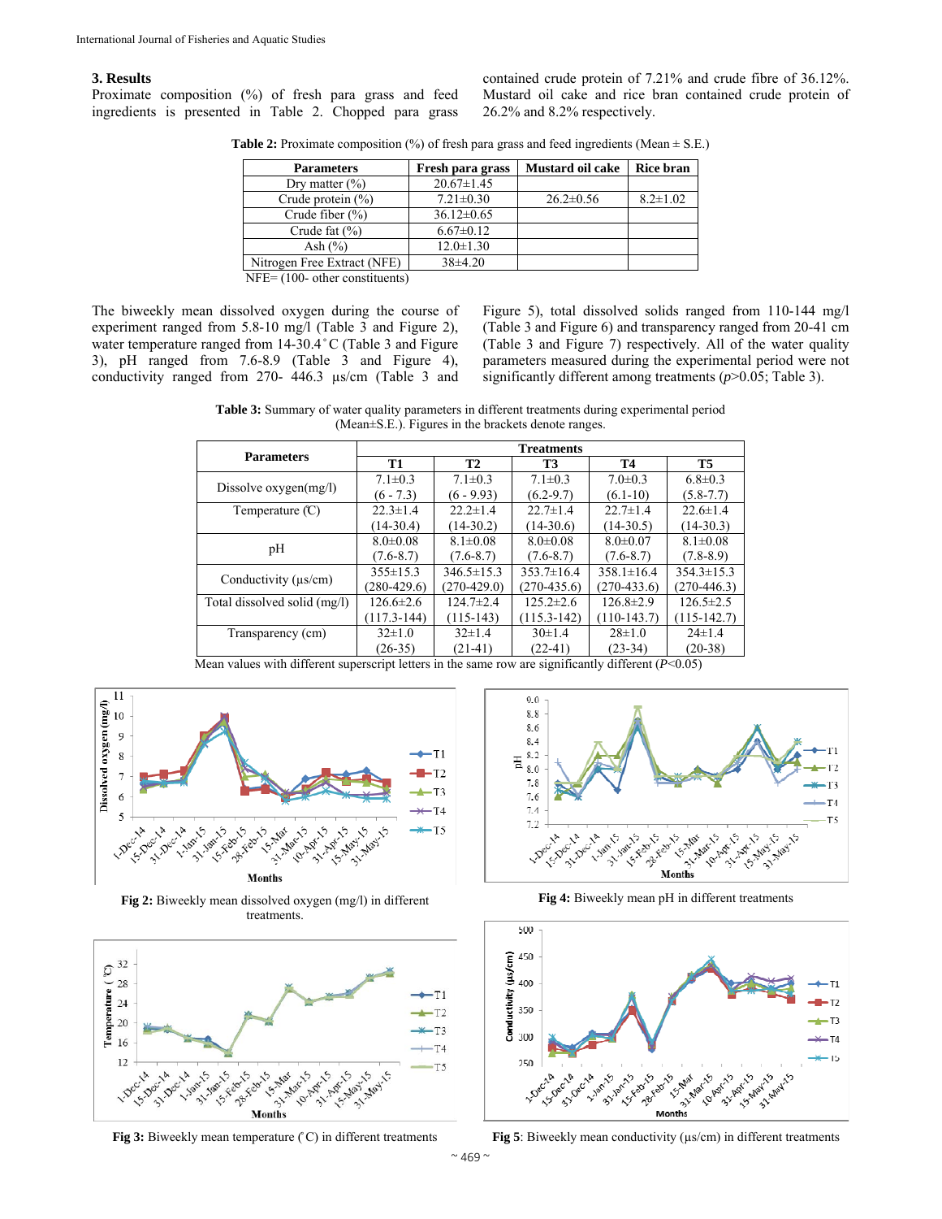## 3. Results

Proximate composition (%) of fresh para grass and feed ingredients is presented in Table 2. Chopped para grass contained crude protein of 7.21% and crude fibre of 36.12%. Mustard oil cake and rice bran contained crude protein of 26.2% and 8.2% respectively.

**Table 2:** Proximate composition (%) of fresh para grass and feed ingredients (Mean ± S.E.)

| Parameters | Fresh para grass | Mustard oil cake | Rice bran |
|---|---|---|---|
| Dry matter (%) | 20.67±1.45 | | |
| Crude protein (%) | 7.21±0.30 | 26.2±0.56 | 8.2±1.02 |
| Crude fiber (%) | 36.12±0.65 | | |
| Crude fat (%) | 6.67±0.12 | | |
| Ash (%) | 12.0±1.30 | | |
| Nitrogen Free Extract (NFE) | 38±4.20 | | |

NFE= (100- other constituents)

The biweekly mean dissolved oxygen during the course of experiment ranged from 5.8-10 mg/l (Table 3 and Figure 2), water temperature ranged from 14-30.4˚C (Table 3 and Figure 3), pH ranged from 7.6-8.9 (Table 3 and Figure 4), conductivity ranged from 270- 446.3 µs/cm (Table 3 and Figure 5), total dissolved solids ranged from 110-144 mg/l (Table 3 and Figure 6) and transparency ranged from 20-41 cm (Table 3 and Figure 7) respectively. All of the water quality parameters measured during the experimental period were not significantly different among treatments ($p$>0.05; Table 3).

**Table 3:** Summary of water quality parameters in different treatments during experimental period (Mean±S.E.). Figures in the brackets denote ranges.

| Parameters | Treatments | | | | |
|---|---|---|---|---|---|
| | T1 | T2 | T3 | T4 | T5 |
| Dissolve oxygen(mg/l) | 7.1±0.3 (6 - 7.3) | 7.1±0.3 (6 - 9.93) | 7.1±0.3 (6.2-9.7) | 7.0±0.3 (6.1-10) | 6.8±0.3 (5.8-7.7) |
| Temperature (℃) | 22.3±1.4 (14-30.4) | 22.2±1.4 (14-30.2) | 22.7±1.4 (14-30.6) | 22.7±1.4 (14-30.5) | 22.6±1.4 (14-30.3) |
| pH | 8.0±0.08 (7.6-8.7) | 8.1±0.08 (7.6-8.7) | 8.0±0.08 (7.6-8.7) | 8.0±0.07 (7.6-8.7) | 8.1±0.08 (7.8-8.9) |
| Conductivity (µs/cm) | 355±15.3 (280-429.6) | 346.5±15.3 (270-429.0) | 353.7±16.4 (270-435.6) | 358.1±16.4 (270-433.6) | 354.3±15.3 (270-446.3) |
| Total dissolved solid (mg/l) | 126.6±2.6 (117.3-144) | 124.7±2.4 (115-143) | 125.2±2.6 (115.3-142) | 126.8±2.9 (110-143.7) | 126.5±2.5 (115-142.7) |
| Transparency (cm) | 32±1.0 (26-35) | 32±1.4 (21-41) | 30±1.4 (22-41) | 28±1.0 (23-34) | 24±1.4 (20-38) |

Mean values with different superscript letters in the same row are significantly different ($P$<0.05)

**Fig 2:** Biweekly mean dissolved oxygen (mg/l) in different treatments.

**Fig 4:** Biweekly mean pH in different treatments

**Fig 3:** Biweekly mean temperature (˚C) in different treatments

**Fig 5**: Biweekly mean conductivity (µs/cm) in different treatments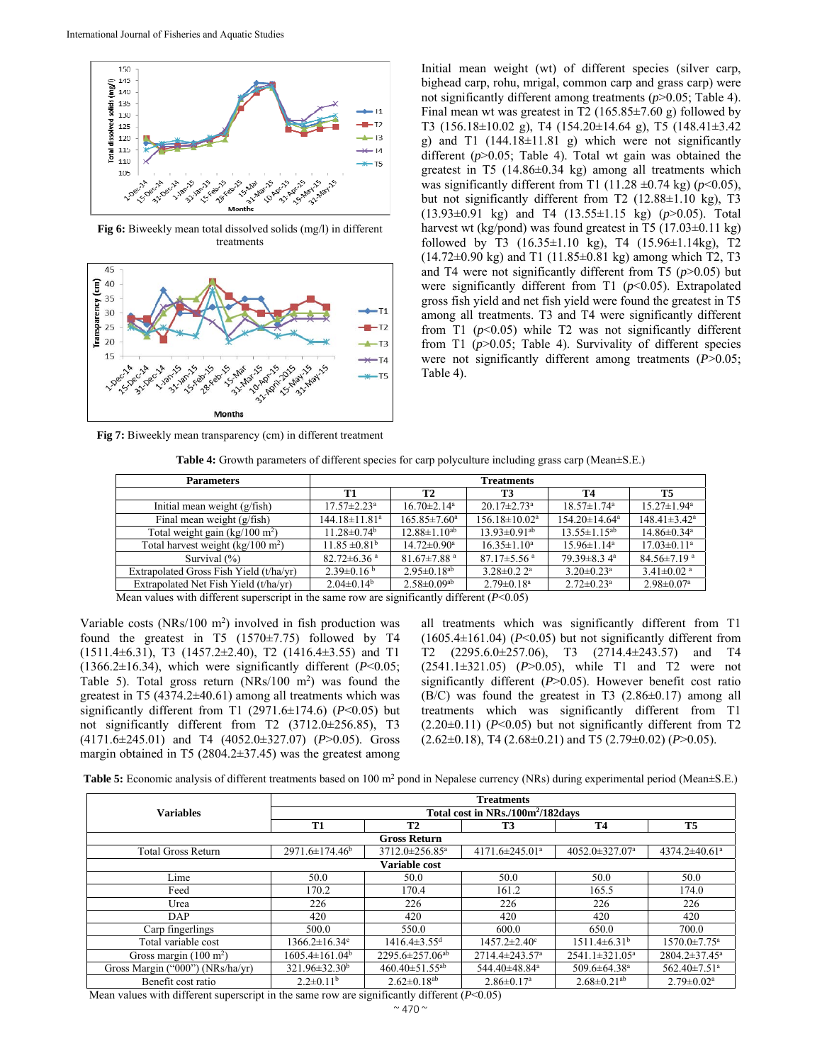Fig 6: Biweekly mean total dissolved solids (mg/l) in different treatments

Fig 7: Biweekly mean transparency (cm) in different treatment

Initial mean weight (wt) of different species (silver carp, bighead carp, rohu, mrigal, common carp and grass carp) were not significantly different among treatments ($p$>0.05; Table 4). Final mean wt was greatest in T2 (165.85±7.60 g) followed by T3 (156.18±10.02 g), T4 (154.20±14.64 g), T5 (148.41±3.42 g) and T1 (144.18±11.81 g) which were not significantly different ($p$>0.05; Table 4). Total wt gain was obtained the greatest in T5 (14.86±0.34 kg) among all treatments which was significantly different from T1 (11.28 ±0.74 kg) ($p$<0.05), but not significantly different from T2 (12.88±1.10 kg), T3 (13.93±0.91 kg) and T4 (13.55±1.15 kg) ($p$>0.05). Total harvest wt (kg/pond) was found greatest in T5 (17.03±0.11 kg) followed by T3 (16.35±1.10 kg), T4 (15.96±1.14kg), T2 (14.72±0.90 kg) and T1 (11.85±0.81 kg) among which T2, T3 and T4 were not significantly different from T5 ($p$>0.05) but were significantly different from T1 ($p$<0.05). Extrapolated gross fish yield and net fish yield were found the greatest in T5 among all treatments. T3 and T4 were significantly different from T1 ($p$<0.05) while T2 was not significantly different from T1 ($p$>0.05; Table 4). Survivality of different species were not significantly different among treatments ($P$>0.05; Table 4).

**Table 4:** Growth parameters of different species for carp polyculture including grass carp (Mean±S.E.)

| Parameters | Treatments | | | | |
|---|---|---|---|---|---|
| | T1 | T2 | T3 | T4 | T5 |
| Initial mean weight (g/fish) | 17.57±2.23[a] | 16.70±2.14[a] | 20.17±2.73[a] | 18.57±1.74[a] | 15.27±1.94[a] |
| Final mean weight (g/fish) | 144.18±11.81[a] | 165.85±7.60[a] | 156.18±10.02[a] | 154.20±14.64[a] | 148.41±3.42[a] |
| Total weight gain (kg/100 m$^2$) | 11.28±0.74[b] | 12.88±1.10[ab] | 13.93±0.91[ab] | 13.55±1.15[ab] | 14.86±0.34[a] |
| Total harvest weight (kg/100 m$^2$) | 11.85 ±0.81[b] | 14.72±0.90[a] | 16.35±1.10[a] | 15.96±1.14[a] | 17.03±0.11[a] |
| Survival (%) | 82.72±6.36 [a] | 81.67±7.88 [a] | 87.17±5.56 [a] | 79.39±8.3 4[a] | 84.56±7.19 [a] |
| Extrapolated Gross Fish Yield (t/ha/yr) | 2.39±0.16 [b] | 2.95±0.18[ab] | 3.28±0.2 2[a] | 3.20±0.23[a] | 3.41±0.02 [a] |
| Extrapolated Net Fish Yield (t/ha/yr) | 2.04±0.14[b] | 2.58±0.09[ab] | 2.79±0.18[a] | 2.72±0.23[a] | 2.98±0.07[a] |

Mean values with different superscript in the same row are significantly different ($P$<0.05)

Variable costs (NRs/100 m$^2$) involved in fish production was found the greatest in T5 (1570±7.75) followed by T4 (1511.4±6.31), T3 (1457.2±2.40), T2 (1416.4±3.55) and T1 (1366.2±16.34), which were significantly different ($P$<0.05; Table 5). Total gross return (NRs/100 m$^2$) was found the greatest in T5 (4374.2±40.61) among all treatments which was significantly different from T1 (2971.6±174.6) ($P$<0.05) but not significantly different from T2 (3712.0±256.85), T3 (4171.6±245.01) and T4 (4052.0±327.07) ($P$>0.05). Gross margin obtained in T5 (2804.2±37.45) was the greatest among all treatments which was significantly different from T1 (1605.4±161.04) ($P$<0.05) but not significantly different from T2 (2295.6.0±257.06), T3 (2714.4±243.57) and T4 (2541.1±321.05) ($P$>0.05), while T1 and T2 were not significantly different ($P$>0.05). However benefit cost ratio (B/C) was found the greatest in T3 (2.86±0.17) among all treatments which was significantly different from T1 (2.20±0.11) ($P$<0.05) but not significantly different from T2 (2.62±0.18), T4 (2.68±0.21) and T5 (2.79±0.02) ($P$>0.05).

**Table 5:** Economic analysis of different treatments based on 100 m$^2$ pond in Nepalese currency (NRs) during experimental period (Mean±S.E.)

| Variables | Treatments | | | | |
|---|---|---|---|---|---|
| | Total cost in NRs./100m$^2$/182days | | | | |
| | T1 | T2 | T3 | T4 | T5 |
| **Gross Return** | | | | | |
| Total Gross Return | 2971.6±174.46[b] | 3712.0±256.85[a] | 4171.6±245.01[a] | 4052.0±327.07[a] | 4374.2±40.61[a] |
| **Variable cost** | | | | | |
| Lime | 50.0 | 50.0 | 50.0 | 50.0 | 50.0 |
| Feed | 170.2 | 170.4 | 161.2 | 165.5 | 174.0 |
| Urea | 226 | 226 | 226 | 226 | 226 |
| DAP | 420 | 420 | 420 | 420 | 420 |
| Carp fingerlings | 500.0 | 550.0 | 600.0 | 650.0 | 700.0 |
| Total variable cost | 1366.2±16.34[e] | 1416.4±3.55[d] | 1457.2±2.40[c] | 1511.4±6.31[b] | 1570.0±7.75[a] |
| Gross margin (100 m$^2$) | 1605.4±161.04[b] | 2295.6±257.06[ab] | 2714.4±243.57[a] | 2541.1±321.05[a] | 2804.2±37.45[a] |
| Gross Margin ("000") (NRs/ha/yr) | 321.96±32.30[b] | 460.40±51.55[ab] | 544.40±48.84[a] | 509.6±64.38[a] | 562.40±7.51[a] |
| Benefit cost ratio | 2.2±0.11[b] | 2.62±0.18[ab] | 2.86±0.17[a] | 2.68±0.21[ab] | 2.79±0.02[a] |

Mean values with different superscript in the same row are significantly different ($P$<0.05)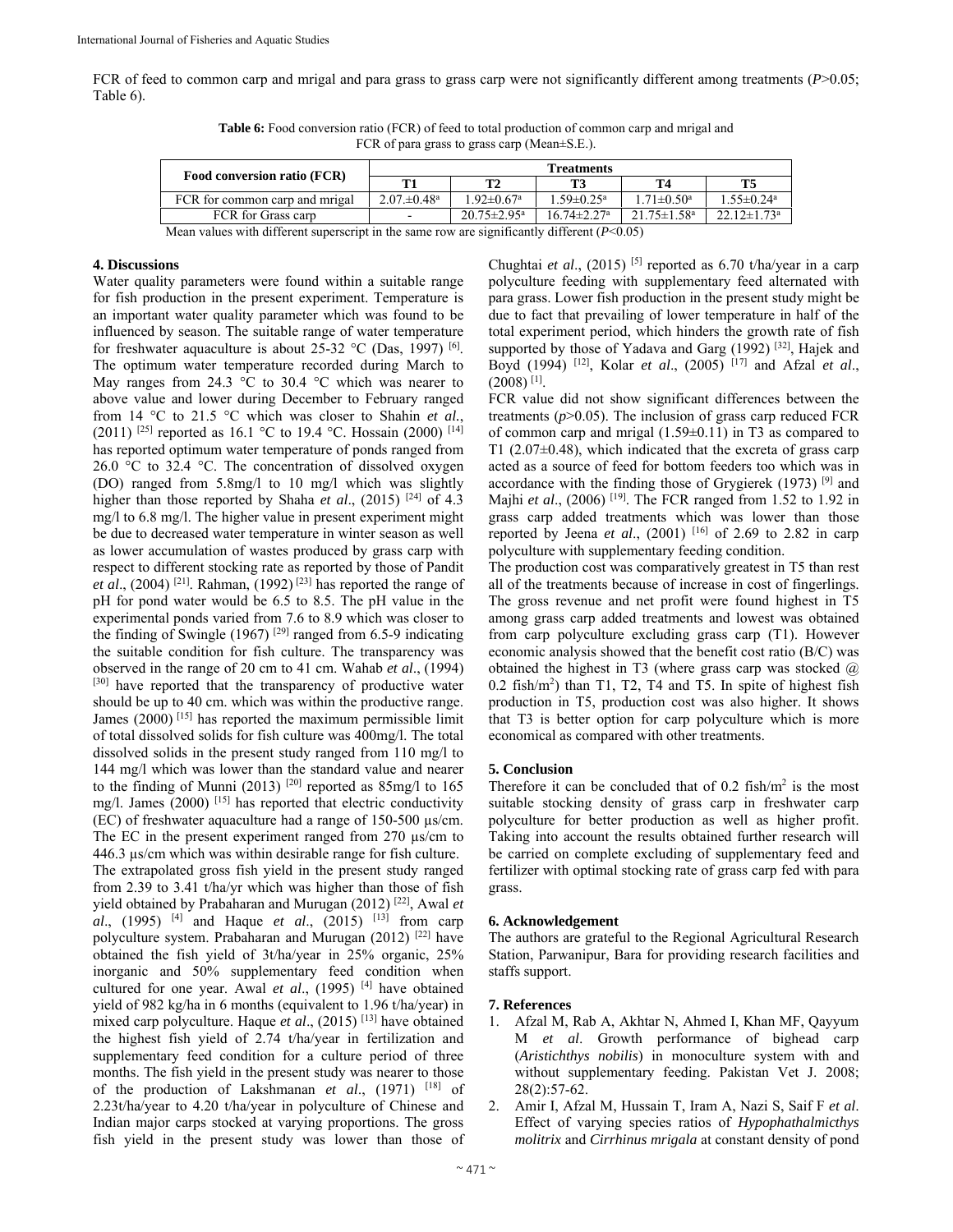FCR of feed to common carp and mrigal and para grass to grass carp were not significantly different among treatments ($P>0.05$; Table 6).

**Table 6:** Food conversion ratio (FCR) of feed to total production of common carp and mrigal and FCR of para grass to grass carp (Mean±S.E.).

| Food conversion ratio (FCR) | Treatments | | | | |
|---|---|---|---|---|---|
| | T1 | T2 | T3 | T4 | T5 |
| FCR for common carp and mrigal | 2.07.±0.48[a] | 1.92±0.67[a] | 1.59±0.25[a] | 1.71±0.50[a] | 1.55±0.24[a] |
| FCR for Grass carp | - | 20.75±2.95[a] | 16.74±2.27[a] | 21.75±1.58[a] | 22.12±1.73[a] |

Mean values with different superscript in the same row are significantly different ($P<0.05$)

## 4. Discussions

Water quality parameters were found within a suitable range for fish production in the present experiment. Temperature is an important water quality parameter which was found to be influenced by season. The suitable range of water temperature for freshwater aquaculture is about 25-32 °C (Das, 1997) [6]. The optimum water temperature recorded during March to May ranges from 24.3 °C to 30.4 °C which was nearer to above value and lower during December to February ranged from 14 °C to 21.5 °C which was closer to Shahin *et al.*, (2011) [25] reported as 16.1 °C to 19.4 °C. Hossain (2000) [14] has reported optimum water temperature of ponds ranged from 26.0 °C to 32.4 °C. The concentration of dissolved oxygen (DO) ranged from 5.8mg/l to 10 mg/l which was slightly higher than those reported by Shaha *et al*., (2015) [24] of 4.3 mg/l to 6.8 mg/l. The higher value in present experiment might be due to decreased water temperature in winter season as well as lower accumulation of wastes produced by grass carp with respect to different stocking rate as reported by those of Pandit *et al*., (2004) [21]. Rahman, (1992) [23] has reported the range of pH for pond water would be 6.5 to 8.5. The pH value in the experimental ponds varied from 7.6 to 8.9 which was closer to the finding of Swingle (1967) [29] ranged from 6.5-9 indicating the suitable condition for fish culture. The transparency was observed in the range of 20 cm to 41 cm. Wahab *et al*., (1994) [30] have reported that the transparency of productive water should be up to 40 cm. which was within the productive range. James (2000) [15] has reported the maximum permissible limit of total dissolved solids for fish culture was 400mg/l. The total dissolved solids in the present study ranged from 110 mg/l to 144 mg/l which was lower than the standard value and nearer to the finding of Munni (2013) [20] reported as 85mg/l to 165 mg/l. James (2000) [15] has reported that electric conductivity (EC) of freshwater aquaculture had a range of 150-500 µs/cm. The EC in the present experiment ranged from 270 µs/cm to 446.3 µs/cm which was within desirable range for fish culture.

The extrapolated gross fish yield in the present study ranged from 2.39 to 3.41 t/ha/yr which was higher than those of fish yield obtained by Prabaharan and Murugan (2012) [22], Awal *et al*., (1995) [4] and Haque *et al*., (2015) [13] from carp polyculture system. Prabaharan and Murugan (2012) [22] have obtained the fish yield of 3t/ha/year in 25% organic, 25% inorganic and 50% supplementary feed condition when cultured for one year. Awal *et al*., (1995) [4] have obtained yield of 982 kg/ha in 6 months (equivalent to 1.96 t/ha/year) in mixed carp polyculture. Haque *et al*., (2015) [13] have obtained the highest fish yield of 2.74 t/ha/year in fertilization and supplementary feed condition for a culture period of three months. The fish yield in the present study was nearer to those of the production of Lakshmanan *et al*., (1971) [18] of 2.23t/ha/year to 4.20 t/ha/year in polyculture of Chinese and Indian major carps stocked at varying proportions. The gross fish yield in the present study was lower than those of Chughtai *et al*., (2015) [5] reported as 6.70 t/ha/year in a carp polyculture feeding with supplementary feed alternated with para grass. Lower fish production in the present study might be due to fact that prevailing of lower temperature in half of the total experiment period, which hinders the growth rate of fish supported by those of Yadava and Garg (1992) [32], Hajek and Boyd (1994) [12], Kolar *et al*., (2005) [17] and Afzal *et al*., (2008) [1].

FCR value did not show significant differences between the treatments ($p>0.05$). The inclusion of grass carp reduced FCR of common carp and mrigal (1.59±0.11) in T3 as compared to T1 (2.07±0.48), which indicated that the excreta of grass carp acted as a source of feed for bottom feeders too which was in accordance with the finding those of Grygierek (1973) [9] and Majhi *et al*., (2006) [19]. The FCR ranged from 1.52 to 1.92 in grass carp added treatments which was lower than those reported by Jeena *et al*., (2001) [16] of 2.69 to 2.82 in carp polyculture with supplementary feeding condition.

The production cost was comparatively greatest in T5 than rest all of the treatments because of increase in cost of fingerlings. The gross revenue and net profit were found highest in T5 among grass carp added treatments and lowest was obtained from carp polyculture excluding grass carp (T1). However economic analysis showed that the benefit cost ratio (B/C) was obtained the highest in T3 (where grass carp was stocked @ 0.2 fish/$m^2$) than T1, T2, T4 and T5. In spite of highest fish production in T5, production cost was also higher. It shows that T3 is better option for carp polyculture which is more economical as compared with other treatments.

## 5. Conclusion

Therefore it can be concluded that of 0.2 fish/$m^2$ is the most suitable stocking density of grass carp in freshwater carp polyculture for better production as well as higher profit. Taking into account the results obtained further research will be carried on complete excluding of supplementary feed and fertilizer with optimal stocking rate of grass carp fed with para grass.

## 6. Acknowledgement

The authors are grateful to the Regional Agricultural Research Station, Parwanipur, Bara for providing research facilities and staffs support.

## 7. References

1. Afzal M, Rab A, Akhtar N, Ahmed I, Khan MF, Qayyum M *et al*. Growth performance of bighead carp (*Aristichthys nobilis*) in monoculture system with and without supplementary feeding. Pakistan Vet J. 2008; 28(2):57-62.
2. Amir I, Afzal M, Hussain T, Iram A, Nazi S, Saif F *et al*. Effect of varying species ratios of *Hypophathalmicthys molitrix* and *Cirrhinus mrigala* at constant density of pond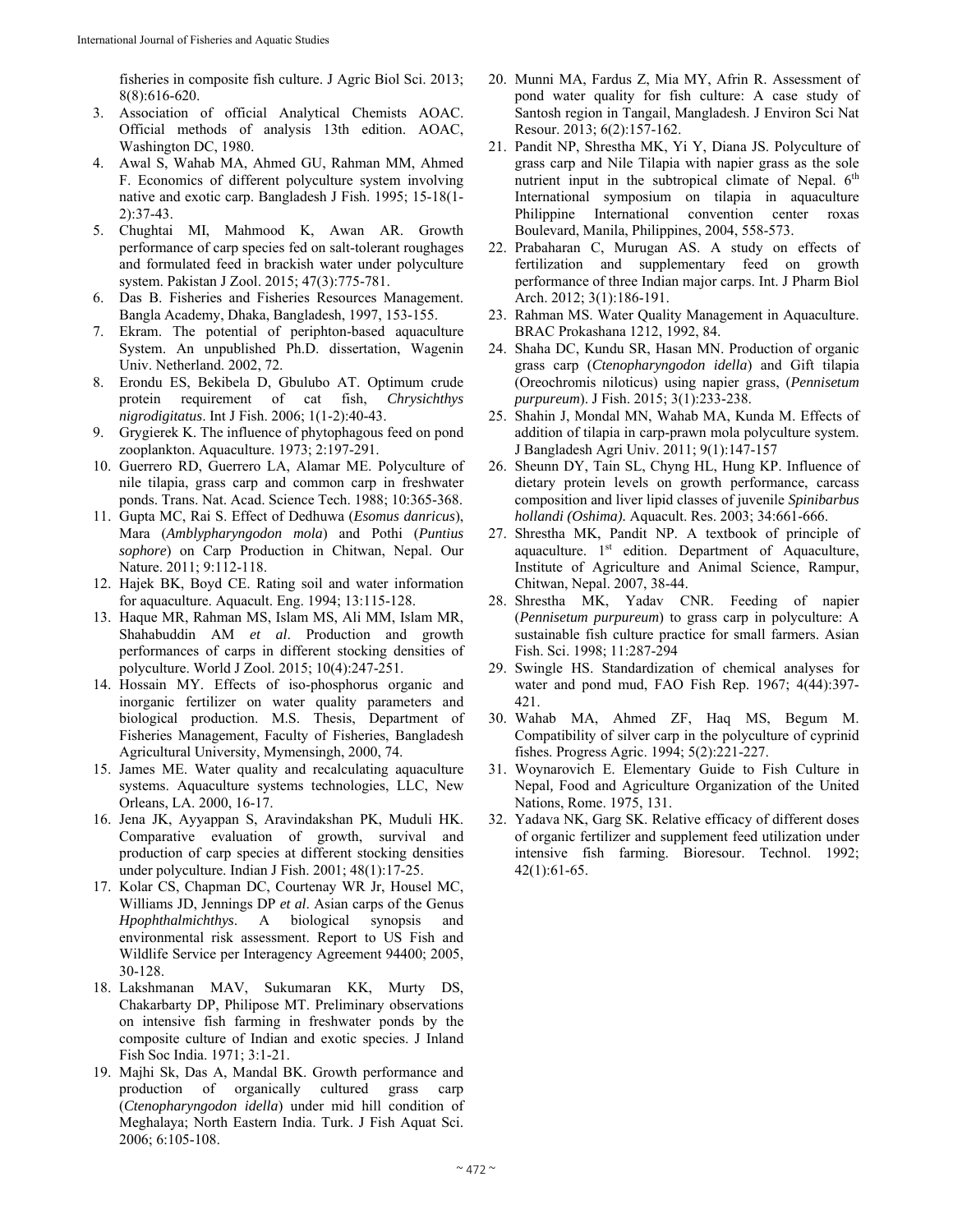fisheries in composite fish culture. J Agric Biol Sci. 2013; 8(8):616-620.

3. Association of official Analytical Chemists AOAC. Official methods of analysis 13th edition. AOAC, Washington DC, 1980.
4. Awal S, Wahab MA, Ahmed GU, Rahman MM, Ahmed F. Economics of different polyculture system involving native and exotic carp. Bangladesh J Fish. 1995; 15-18(1-2):37-43.
5. Chughtai MI, Mahmood K, Awan AR. Growth performance of carp species fed on salt-tolerant roughages and formulated feed in brackish water under polyculture system. Pakistan J Zool. 2015; 47(3):775-781.
6. Das B. Fisheries and Fisheries Resources Management. Bangla Academy, Dhaka, Bangladesh, 1997, 153-155.
7. Ekram. The potential of periphton-based aquaculture System. An unpublished Ph.D. dissertation, Wagenin Univ. Netherland. 2002, 72.
8. Erondu ES, Bekibela D, Gbulubo AT. Optimum crude protein requirement of cat fish, *Chrysichthys nigrodigitatus*. Int J Fish. 2006; 1(1-2):40-43.
9. Grygierek K. The influence of phytophagous feed on pond zooplankton. Aquaculture. 1973; 2:197-291.
10. Guerrero RD, Guerrero LA, Alamar ME. Polyculture of nile tilapia, grass carp and common carp in freshwater ponds. Trans. Nat. Acad. Science Tech. 1988; 10:365-368.
11. Gupta MC, Rai S. Effect of Dedhuwa (*Esomus danricus*), Mara (*Amblypharyngodon mola*) and Pothi (*Puntius sophore*) on Carp Production in Chitwan, Nepal. Our Nature. 2011; 9:112-118.
12. Hajek BK, Boyd CE. Rating soil and water information for aquaculture. Aquacult. Eng. 1994; 13:115-128.
13. Haque MR, Rahman MS, Islam MS, Ali MM, Islam MR, Shahabuddin AM *et al*. Production and growth performances of carps in different stocking densities of polyculture. World J Zool. 2015; 10(4):247-251.
14. Hossain MY. Effects of iso-phosphorus organic and inorganic fertilizer on water quality parameters and biological production. M.S. Thesis, Department of Fisheries Management, Faculty of Fisheries, Bangladesh Agricultural University, Mymensingh, 2000, 74.
15. James ME. Water quality and recalculating aquaculture systems. Aquaculture systems technologies, LLC, New Orleans, LA. 2000, 16-17.
16. Jena JK, Ayyappan S, Aravindakshan PK, Muduli HK. Comparative evaluation of growth, survival and production of carp species at different stocking densities under polyculture. Indian J Fish. 2001; 48(1):17-25.
17. Kolar CS, Chapman DC, Courtenay WR Jr, Housel MC, Williams JD, Jennings DP *et al*. Asian carps of the Genus *Hpophthalmichthys*. A biological synopsis and environmental risk assessment. Report to US Fish and Wildlife Service per Interagency Agreement 94400; 2005, 30-128.
18. Lakshmanan MAV, Sukumaran KK, Murty DS, Chakarbarty DP, Philipose MT. Preliminary observations on intensive fish farming in freshwater ponds by the composite culture of Indian and exotic species. J Inland Fish Soc India. 1971; 3:1-21.
19. Majhi Sk, Das A, Mandal BK. Growth performance and production of organically cultured grass carp (*Ctenopharyngodon idella*) under mid hill condition of Meghalaya; North Eastern India. Turk. J Fish Aquat Sci. 2006; 6:105-108.
20. Munni MA, Fardus Z, Mia MY, Afrin R. Assessment of pond water quality for fish culture: A case study of Santosh region in Tangail, Mangladesh. J Environ Sci Nat Resour. 2013; 6(2):157-162.
21. Pandit NP, Shrestha MK, Yi Y, Diana JS. Polyculture of grass carp and Nile Tilapia with napier grass as the sole nutrient input in the subtropical climate of Nepal. 6th International symposium on tilapia in aquaculture Philippine International convention center roxas Boulevard, Manila, Philippines, 2004, 558-573.
22. Prabaharan C, Murugan AS. A study on effects of fertilization and supplementary feed on growth performance of three Indian major carps. Int. J Pharm Biol Arch. 2012; 3(1):186-191.
23. Rahman MS. Water Quality Management in Aquaculture. BRAC Prokashana 1212, 1992, 84.
24. Shaha DC, Kundu SR, Hasan MN. Production of organic grass carp (*Ctenopharyngodon idella*) and Gift tilapia (Oreochromis niloticus) using napier grass, (*Pennisetum purpureum*). J Fish. 2015; 3(1):233-238.
25. Shahin J, Mondal MN, Wahab MA, Kunda M. Effects of addition of tilapia in carp-prawn mola polyculture system. J Bangladesh Agri Univ. 2011; 9(1):147-157
26. Sheunn DY, Tain SL, Chyng HL, Hung KP. Influence of dietary protein levels on growth performance, carcass composition and liver lipid classes of juvenile *Spinibarbus hollandi (Oshima).* Aquacult. Res. 2003; 34:661-666.
27. Shrestha MK, Pandit NP. A textbook of principle of aquaculture. 1st edition. Department of Aquaculture, Institute of Agriculture and Animal Science, Rampur, Chitwan, Nepal. 2007, 38-44.
28. Shrestha MK, Yadav CNR. Feeding of napier (*Pennisetum purpureum*) to grass carp in polyculture: A sustainable fish culture practice for small farmers. Asian Fish. Sci. 1998; 11:287-294
29. Swingle HS. Standardization of chemical analyses for water and pond mud, FAO Fish Rep. 1967; 4(44):397-421.
30. Wahab MA, Ahmed ZF, Haq MS, Begum M. Compatibility of silver carp in the polyculture of cyprinid fishes. Progress Agric. 1994; 5(2):221-227.
31. Woynarovich E. Elementary Guide to Fish Culture in Nepal, Food and Agriculture Organization of the United Nations, Rome. 1975, 131.
32. Yadava NK, Garg SK. Relative efficacy of different doses of organic fertilizer and supplement feed utilization under intensive fish farming. Bioresour. Technol. 1992; 42(1):61-65.